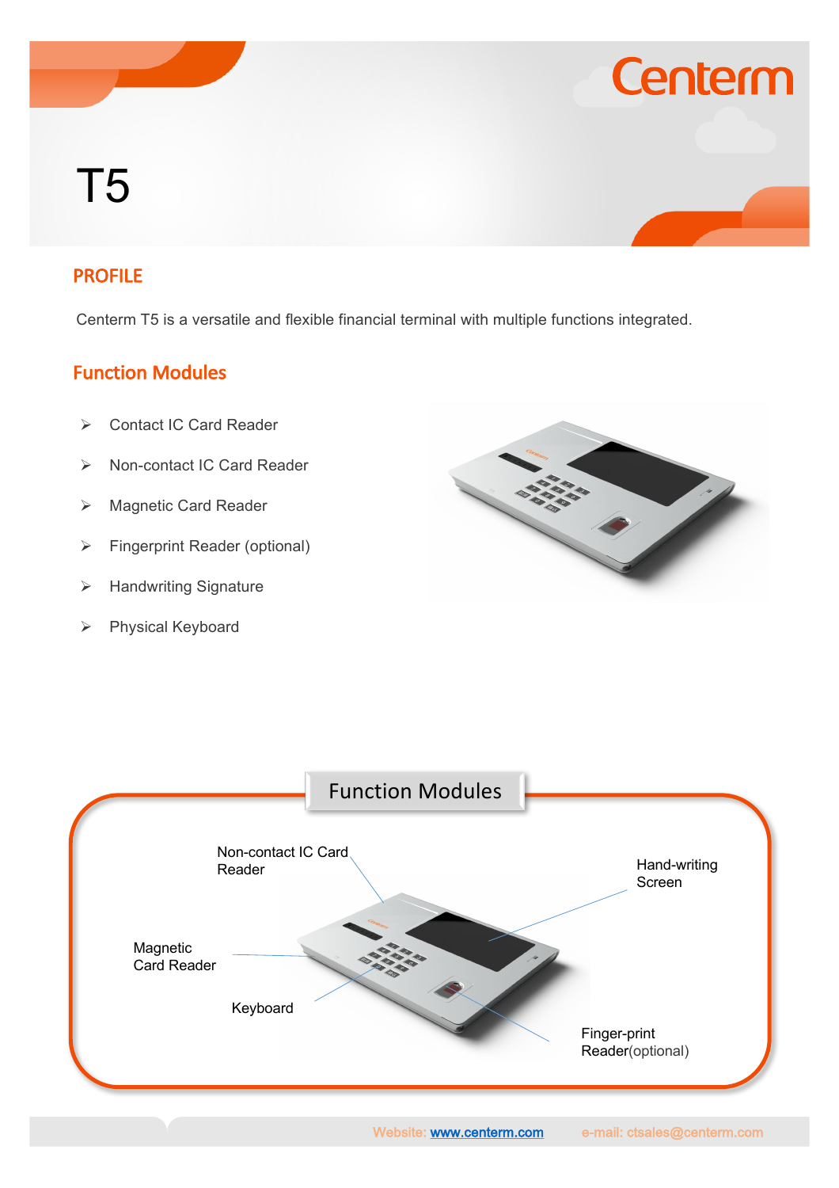# T5

## PROFILE

Centerm T5 is a versatile and flexible financial terminal with multiple functions integrated.

## Function Modules

- Contact IC Card Reader
- Non-contact IC Card Reader
- Magnetic Card Reader
- Fingerprint Reader (optional)
- Handwriting Signature
- Physical Keyboard

## Function Modules

Non-contact IC Card Reader

Hand-writing Screen

Magnetic Card Reader

Keyboard

Finger-print Reader(optional)

Website: www.centerm.com e-mail: ctsales@centerm.com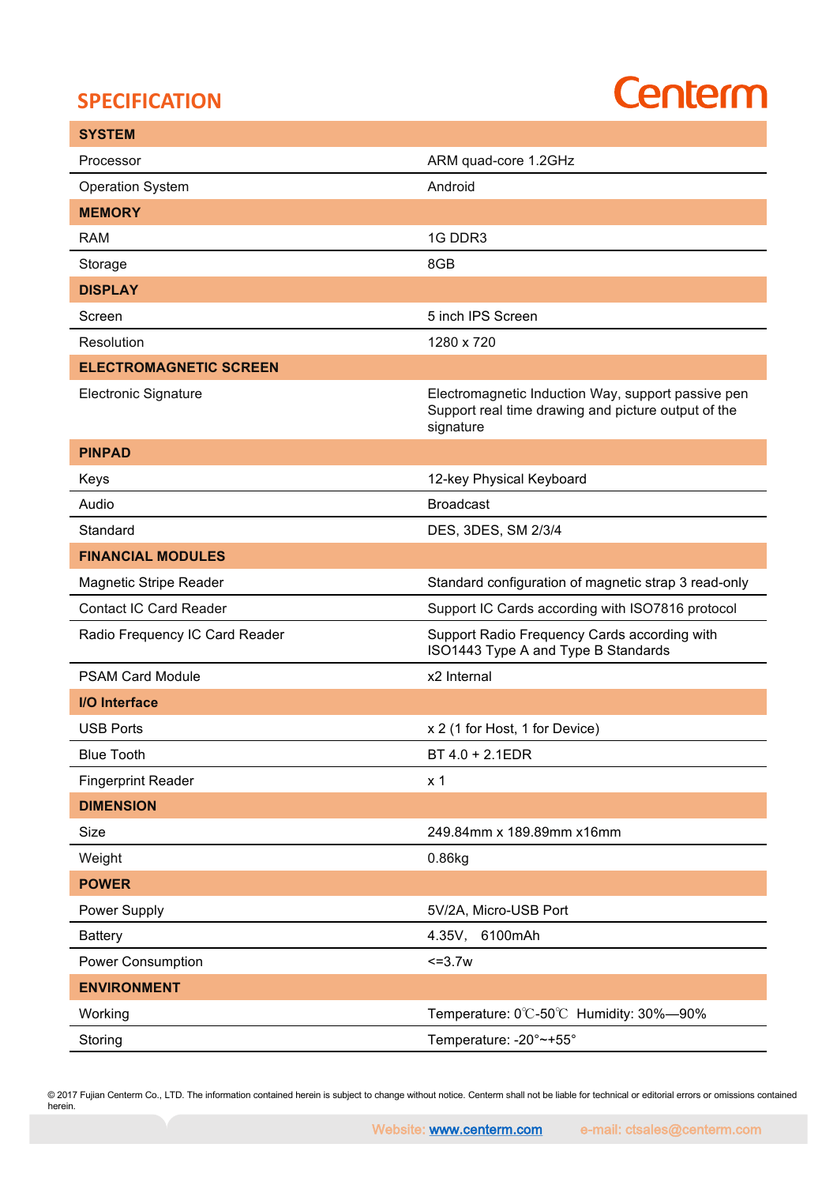## SPECIFICATION

Centerm

| | |
|---|---|
| **SYSTEM** | |
| Processor | ARM quad-core 1.2GHz |
| Operation System | Android |
| **MEMORY** | |
| RAM | 1G DDR3 |
| Storage | 8GB |
| **DISPLAY** | |
| Screen | 5 inch IPS Screen |
| Resolution | 1280 x 720 |
| **ELECTROMAGNETIC SCREEN** | |
| Electronic Signature | Electromagnetic Induction Way, support passive pen Support real time drawing and picture output of the signature |
| **PINPAD** | |
| Keys | 12-key Physical Keyboard |
| Audio | Broadcast |
| Standard | DES, 3DES, SM 2/3/4 |
| **FINANCIAL MODULES** | |
| Magnetic Stripe Reader | Standard configuration of magnetic strap 3 read-only |
| Contact IC Card Reader | Support IC Cards according with ISO7816 protocol |
| Radio Frequency IC Card Reader | Support Radio Frequency Cards according with ISO1443 Type A and Type B Standards |
| PSAM Card Module | x2 Internal |
| **I/O Interface** | |
| USB Ports | x 2 (1 for Host, 1 for Device) |
| Blue Tooth | BT 4.0 + 2.1EDR |
| Fingerprint Reader | x 1 |
| **DIMENSION** | |
| Size | 249.84mm x 189.89mm x16mm |
| Weight | 0.86kg |
| **POWER** | |
| Power Supply | 5V/2A, Micro-USB Port |
| Battery | 4.35V, 6100mAh |
| Power Consumption | <=3.7w |
| **ENVIRONMENT** | |
| Working | Temperature: 0℃-50℃ Humidity: 30%—90% |
| Storing | Temperature: -20°~+55° |

© 2017 Fujian Centerm Co., LTD. The information contained herein is subject to change without notice. Centerm shall not be liable for technical or editorial errors or omissions contained herein.

Website: www.centerm.com e-mail: ctsales@centerm.com